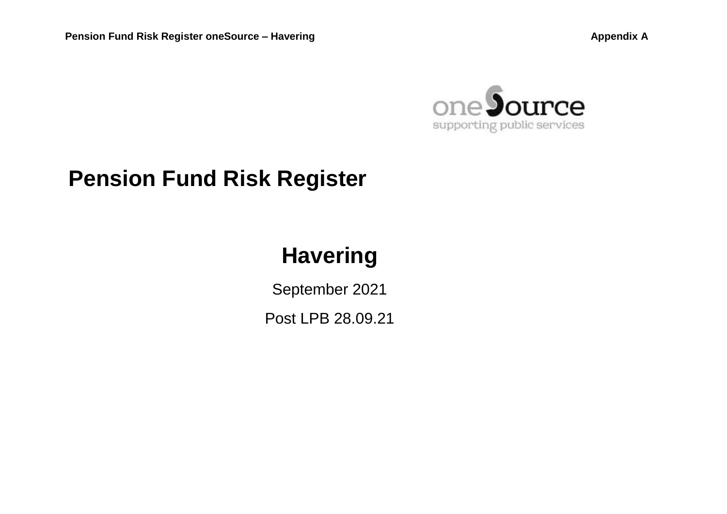# Pension Fund Risk Register

## Havering

September 2021

Post LPB 28.09.21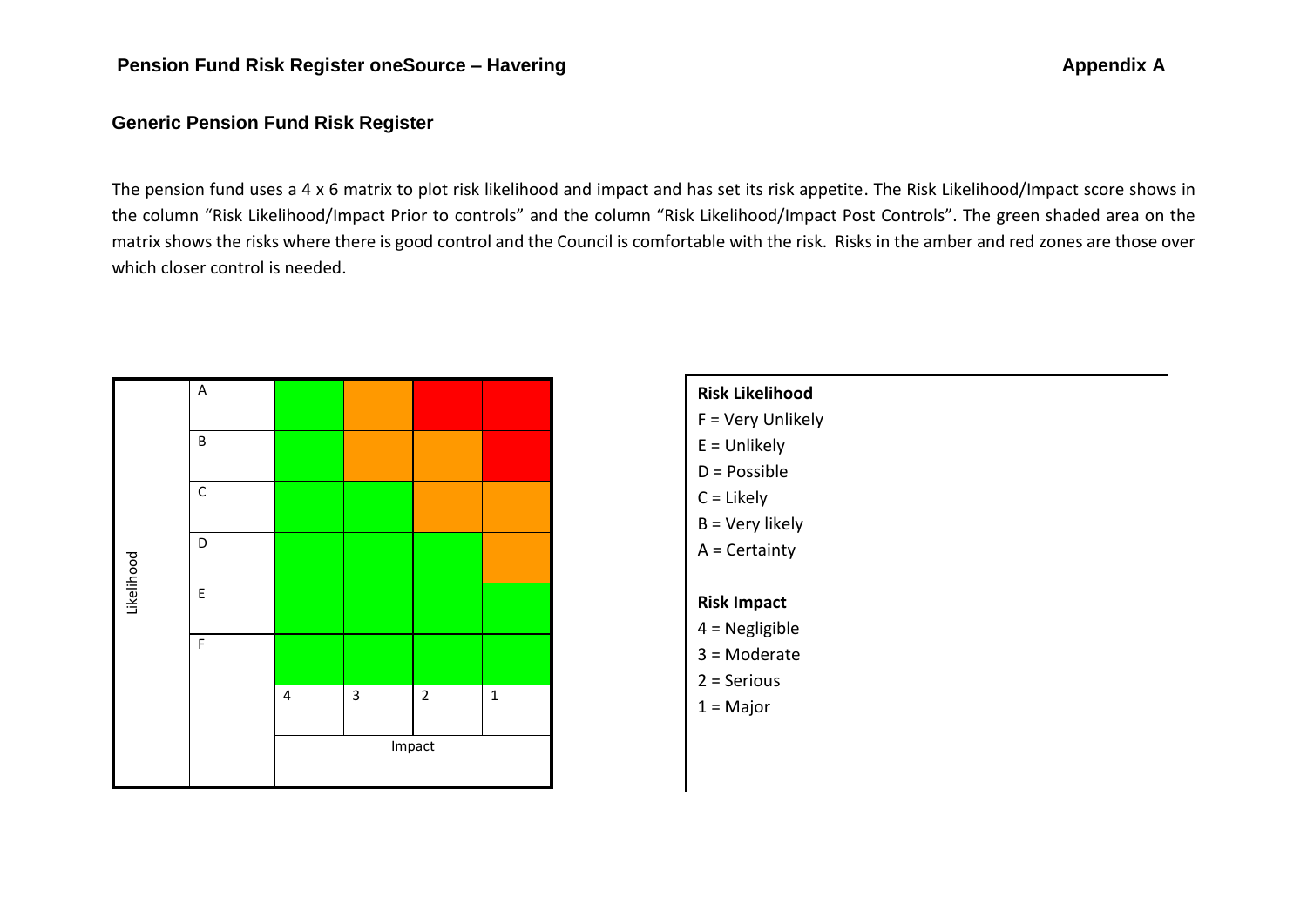**Pension Fund Risk Register oneSource – Havering** **Appendix A**

## Generic Pension Fund Risk Register

The pension fund uses a 4 x 6 matrix to plot risk likelihood and impact and has set its risk appetite. The Risk Likelihood/Impact score shows in the column "Risk Likelihood/Impact Prior to controls" and the column "Risk Likelihood/Impact Post Controls". The green shaded area on the matrix shows the risks where there is good control and the Council is comfortable with the risk. Risks in the amber and red zones are those over which closer control is needed.

| Likelihood | | | | | |
|---|---|---|---|---|---|
| | A | Green | Amber | Red | Red |
| | B | Green | Amber | Amber | Red |
| | C | Green | Green | Amber | Amber |
| | D | Green | Green | Green | Amber |
| | E | Green | Green | Green | Green |
| | F | Green | Green | Green | Green |
| | | 4 | 3 | 2 | 1 |
| | | Impact | | | |

**Risk Likelihood**

F = Very Unlikely
E = Unlikely
D = Possible
C = Likely
B = Very likely
A = Certainty

**Risk Impact**

4 = Negligible
3 = Moderate
2 = Serious
1 = Major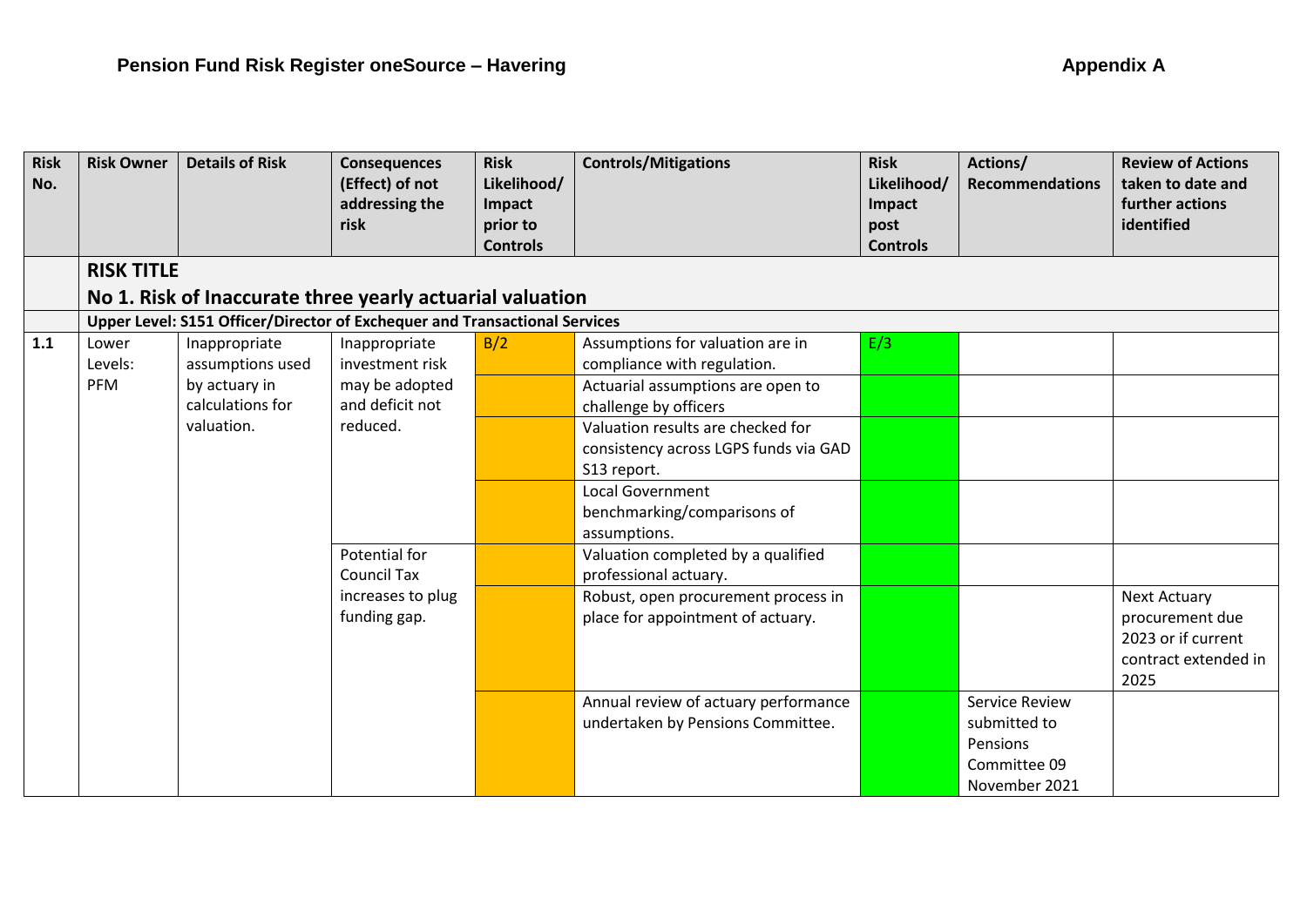**Pension Fund Risk Register oneSource – Havering** **Appendix A**

| Risk No. | Risk Owner | Details of Risk | Consequences (Effect) of not addressing the risk | Risk Likelihood/ Impact prior to Controls | Controls/Mitigations | Risk Likelihood/ Impact post Controls | Actions/ Recommendations | Review of Actions taken to date and further actions identified |
|---|---|---|---|---|---|---|---|---|
| | **RISK TITLE No 1. Risk of Inaccurate three yearly actuarial valuation** | | | | | | | |
| | **Upper Level: S151 Officer/Director of Exchequer and Transactional Services** | | | | | | | |
| **1.1** | Lower Levels: PFM | Inappropriate assumptions used by actuary in calculations for valuation. | Inappropriate investment risk may be adopted and deficit not reduced. | B/2 | Assumptions for valuation are in compliance with regulation. | E/3 | | |
| | | | | | Actuarial assumptions are open to challenge by officers | | | |
| | | | | | Valuation results are checked for consistency across LGPS funds via GAD S13 report. | | | |
| | | | | | Local Government benchmarking/comparisons of assumptions. | | | |
| | | | Potential for Council Tax increases to plug funding gap. | | Valuation completed by a qualified professional actuary. | | | |
| | | | | | Robust, open procurement process in place for appointment of actuary. | | | Next Actuary procurement due 2023 or if current contract extended in 2025 |
| | | | | | Annual review of actuary performance undertaken by Pensions Committee. | | Service Review submitted to Pensions Committee 09 November 2021 | |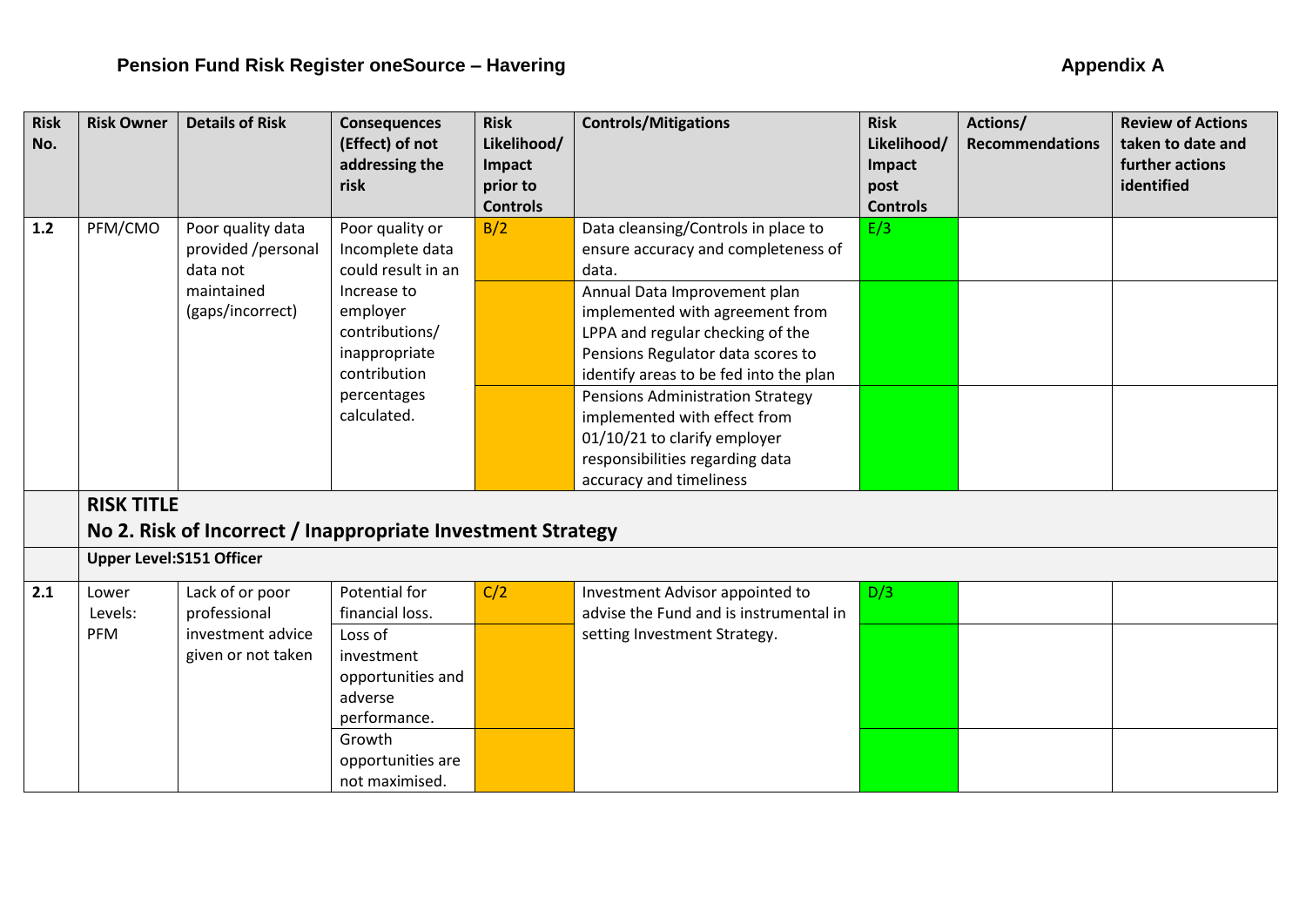# Pension Fund Risk Register oneSource – Havering

**Appendix A**

| Risk No. | Risk Owner | Details of Risk | Consequences (Effect) of not addressing the risk | Risk Likelihood/ Impact prior to Controls | Controls/Mitigations | Risk Likelihood/ Impact post Controls | Actions/ Recommendations | Review of Actions taken to date and further actions identified |
|---|---|---|---|---|---|---|---|---|
| **1.2** | PFM/CMO | Poor quality data provided /personal data not maintained (gaps/incorrect) | Poor quality or Incomplete data could result in an Increase to employer contributions/ inappropriate contribution percentages calculated. | B/2 | Data cleansing/Controls in place to ensure accuracy and completeness of data. | E/3 | | |
| | | | | | Annual Data Improvement plan implemented with agreement from LPPA and regular checking of the Pensions Regulator data scores to identify areas to be fed into the plan | | | |
| | | | | | Pensions Administration Strategy implemented with effect from 01/10/21 to clarify employer responsibilities regarding data accuracy and timeliness | | | |
| | **RISK TITLE No 2. Risk of Incorrect / Inappropriate Investment Strategy** | | | | | | | |
| | **Upper Level:S151 Officer** | | | | | | | |
| **2.1** | Lower Levels: PFM | Lack of or poor professional investment advice given or not taken | Potential for financial loss. | C/2 | Investment Advisor appointed to advise the Fund and is instrumental in setting Investment Strategy. | D/3 | | |
| | | | Loss of investment opportunities and adverse performance. | | | | | |
| | | | Growth opportunities are not maximised. | | | | | |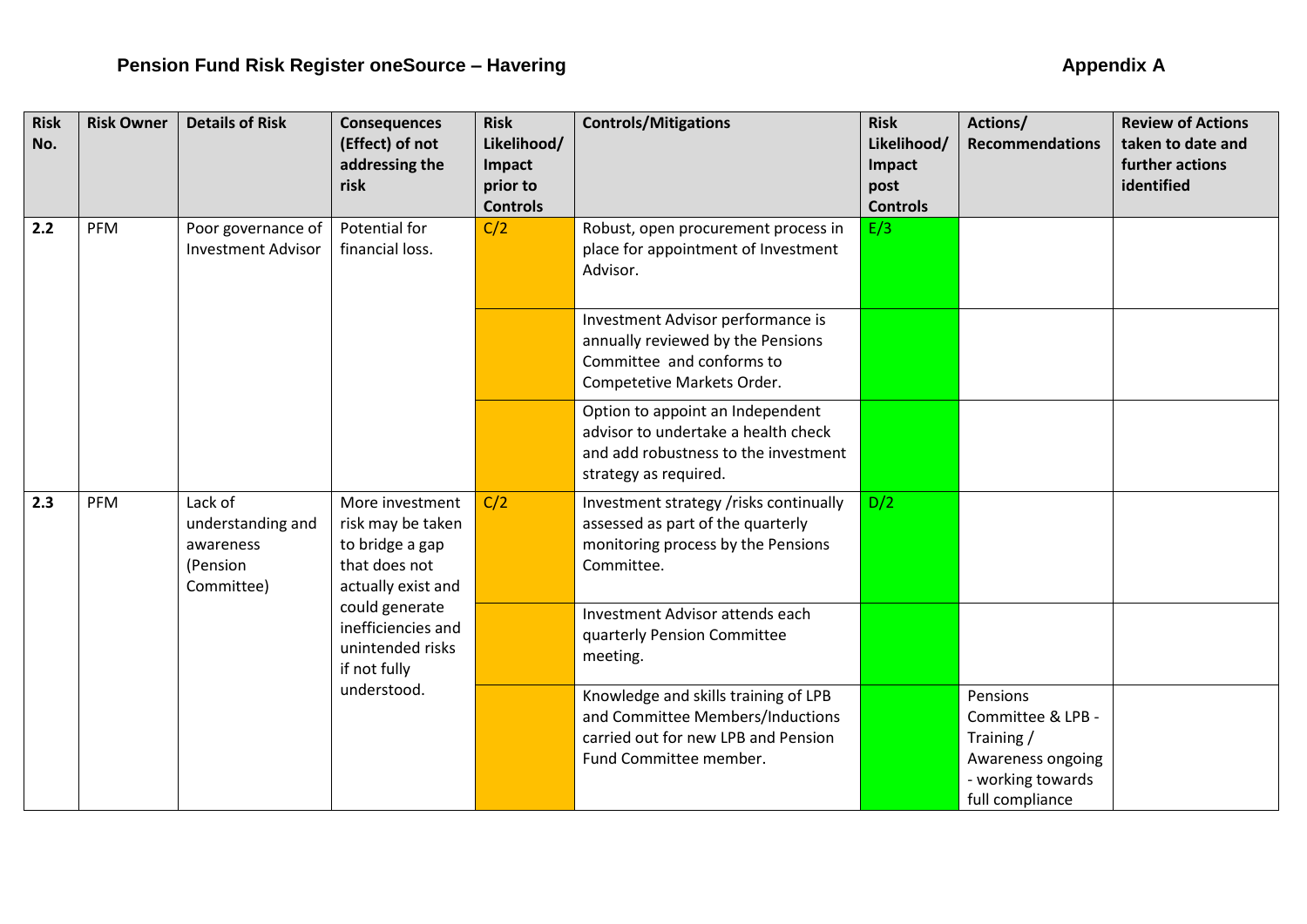# Pension Fund Risk Register oneSource – Havering

**Appendix A**

| Risk No. | Risk Owner | Details of Risk | Consequences (Effect) of not addressing the risk | Risk Likelihood/ Impact prior to Controls | Controls/Mitigations | Risk Likelihood/ Impact post Controls | Actions/ Recommendations | Review of Actions taken to date and further actions identified |
|---|---|---|---|---|---|---|---|---|
| **2.2** | PFM | Poor governance of Investment Advisor | Potential for financial loss. | C/2 | Robust, open procurement process in place for appointment of Investment Advisor. | E/3 | | |
| | | | | | Investment Advisor performance is annually reviewed by the Pensions Committee and conforms to Competetive Markets Order. | | | |
| | | | | | Option to appoint an Independent advisor to undertake a health check and add robustness to the investment strategy as required. | | | |
| **2.3** | PFM | Lack of understanding and awareness (Pension Committee) | More investment risk may be taken to bridge a gap that does not actually exist and could generate inefficiencies and unintended risks if not fully understood. | C/2 | Investment strategy /risks continually assessed as part of the quarterly monitoring process by the Pensions Committee. | D/2 | | |
| | | | | | Investment Advisor attends each quarterly Pension Committee meeting. | | | |
| | | | | | Knowledge and skills training of LPB and Committee Members/Inductions carried out for new LPB and Pension Fund Committee member. | | Pensions Committee & LPB - Training / Awareness ongoing - working towards full compliance | |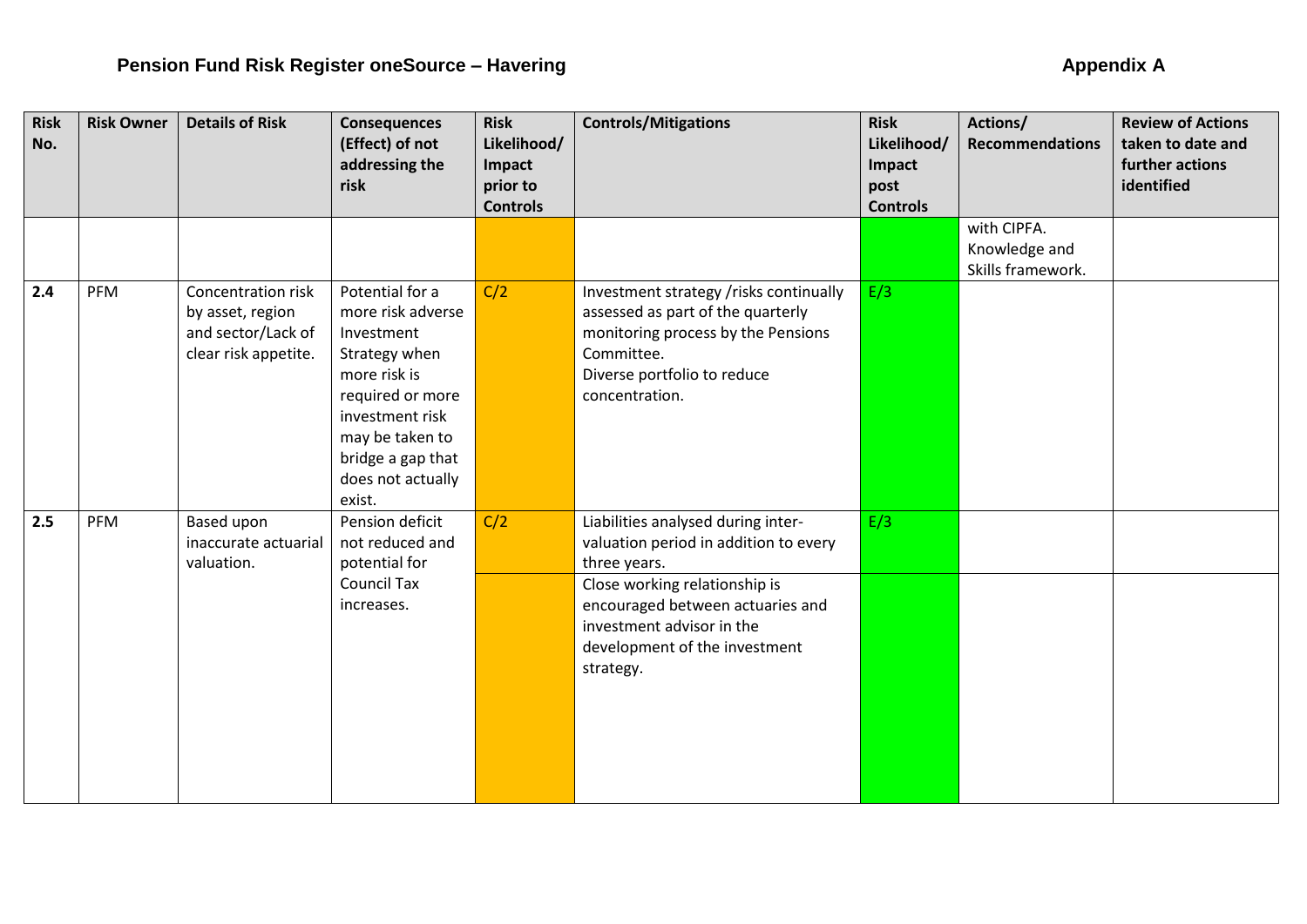# Pension Fund Risk Register oneSource – Havering

Appendix A

| Risk No. | Risk Owner | Details of Risk | Consequences (Effect) of not addressing the risk | Risk Likelihood/ Impact prior to Controls | Controls/Mitigations | Risk Likelihood/ Impact post Controls | Actions/ Recommendations | Review of Actions taken to date and further actions identified |
|---|---|---|---|---|---|---|---|---|
| | | | | | | | with CIPFA. Knowledge and Skills framework. | |
| 2.4 | PFM | Concentration risk by asset, region and sector/Lack of clear risk appetite. | Potential for a more risk adverse Investment Strategy when more risk is required or more investment risk may be taken to bridge a gap that does not actually exist. | C/2 | Investment strategy /risks continually assessed as part of the quarterly monitoring process by the Pensions Committee.<br>Diverse portfolio to reduce concentration. | E/3 | | |
| 2.5 | PFM | Based upon inaccurate actuarial valuation. | Pension deficit not reduced and potential for Council Tax increases. | C/2 | Liabilities analysed during inter-valuation period in addition to every three years. | E/3 | | |
| | | | | | Close working relationship is encouraged between actuaries and investment advisor in the development of the investment strategy. | | | |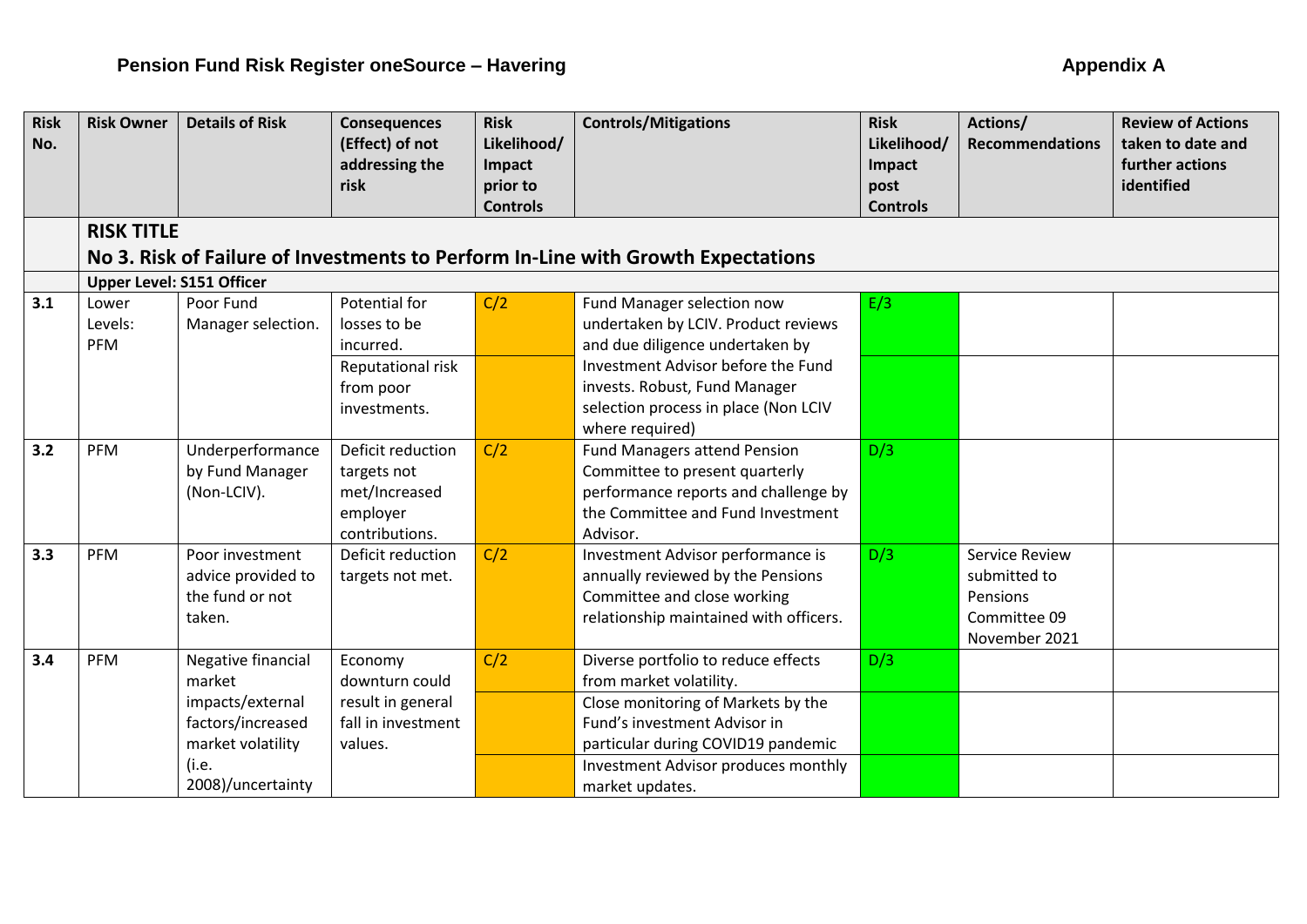# Pension Fund Risk Register oneSource – Havering

Appendix A

| Risk No. | Risk Owner | Details of Risk | Consequences (Effect) of not addressing the risk | Risk Likelihood/ Impact prior to Controls | Controls/Mitigations | Risk Likelihood/ Impact post Controls | Actions/ Recommendations | Review of Actions taken to date and further actions identified |
|---|---|---|---|---|---|---|---|---|
| | **RISK TITLE** | | | | | | | |
| | **No 3. Risk of Failure of Investments to Perform In-Line with Growth Expectations** | | | | | | | |
| | **Upper Level: S151 Officer** | | | | | | | |
| **3.1** | Lower Levels: PFM | Poor Fund Manager selection. | Potential for losses to be incurred. | C/2 | Fund Manager selection now undertaken by LCIV. Product reviews and due diligence undertaken by Investment Advisor before the Fund invests. Robust, Fund Manager selection process in place (Non LCIV where required) | E/3 | | |
| | | | Reputational risk from poor investments. | | | | | |
| **3.2** | PFM | Underperformance by Fund Manager (Non-LCIV). | Deficit reduction targets not met/Increased employer contributions. | C/2 | Fund Managers attend Pension Committee to present quarterly performance reports and challenge by the Committee and Fund Investment Advisor. | D/3 | | |
| **3.3** | PFM | Poor investment advice provided to the fund or not taken. | Deficit reduction targets not met. | C/2 | Investment Advisor performance is annually reviewed by the Pensions Committee and close working relationship maintained with officers. | D/3 | Service Review submitted to Pensions Committee 09 November 2021 | |
| **3.4** | PFM | Negative financial market impacts/external factors/increased market volatility (i.e. 2008)/uncertainty | Economy downturn could result in general fall in investment values. | C/2 | Diverse portfolio to reduce effects from market volatility. | D/3 | | |
| | | | | | Close monitoring of Markets by the Fund's investment Advisor in particular during COVID19 pandemic | | | |
| | | | | | Investment Advisor produces monthly market updates. | | | |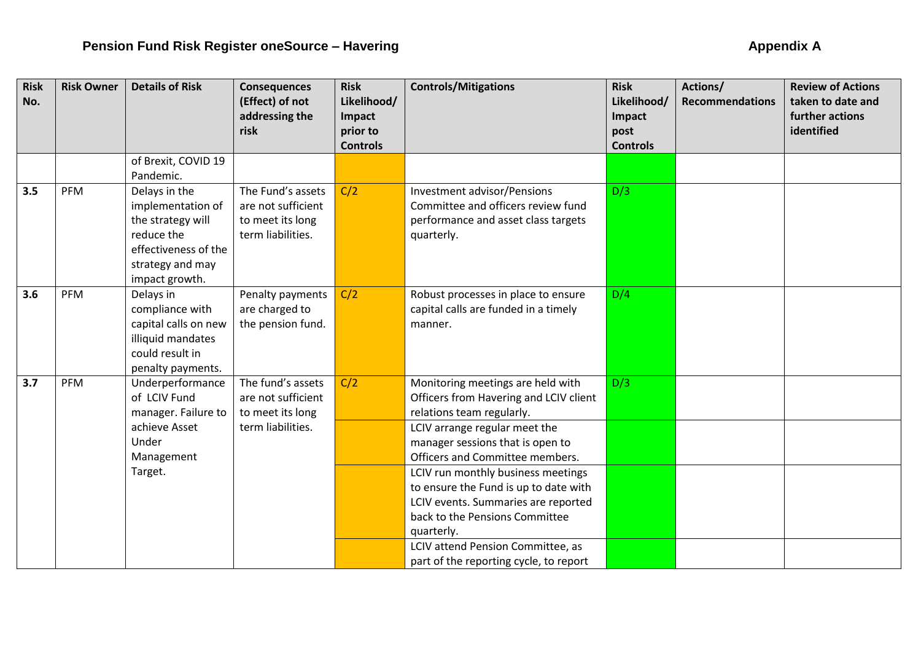# Pension Fund Risk Register oneSource – Havering

**Appendix A**

| Risk No. | Risk Owner | Details of Risk | Consequences (Effect) of not addressing the risk | Risk Likelihood/ Impact prior to Controls | Controls/Mitigations | Risk Likelihood/ Impact post Controls | Actions/ Recommendations | Review of Actions taken to date and further actions identified |
|---|---|---|---|---|---|---|---|---|
| | | of Brexit, COVID 19 Pandemic. | | | | | | |
| **3.5** | PFM | Delays in the implementation of the strategy will reduce the effectiveness of the strategy and may impact growth. | The Fund's assets are not sufficient to meet its long term liabilities. | C/2 | Investment advisor/Pensions Committee and officers review fund performance and asset class targets quarterly. | D/3 | | |
| **3.6** | PFM | Delays in compliance with capital calls on new illiquid mandates could result in penalty payments. | Penalty payments are charged to the pension fund. | C/2 | Robust processes in place to ensure capital calls are funded in a timely manner. | D/4 | | |
| **3.7** | PFM | Underperformance of LCIV Fund manager. Failure to achieve Asset Under Management Target. | The fund's assets are not sufficient to meet its long term liabilities. | C/2 | Monitoring meetings are held with Officers from Havering and LCIV client relations team regularly. | D/3 | | |
| | | | | | LCIV arrange regular meet the manager sessions that is open to Officers and Committee members. | | | |
| | | | | | LCIV run monthly business meetings to ensure the Fund is up to date with LCIV events. Summaries are reported back to the Pensions Committee quarterly. | | | |
| | | | | | LCIV attend Pension Committee, as part of the reporting cycle, to report | | | |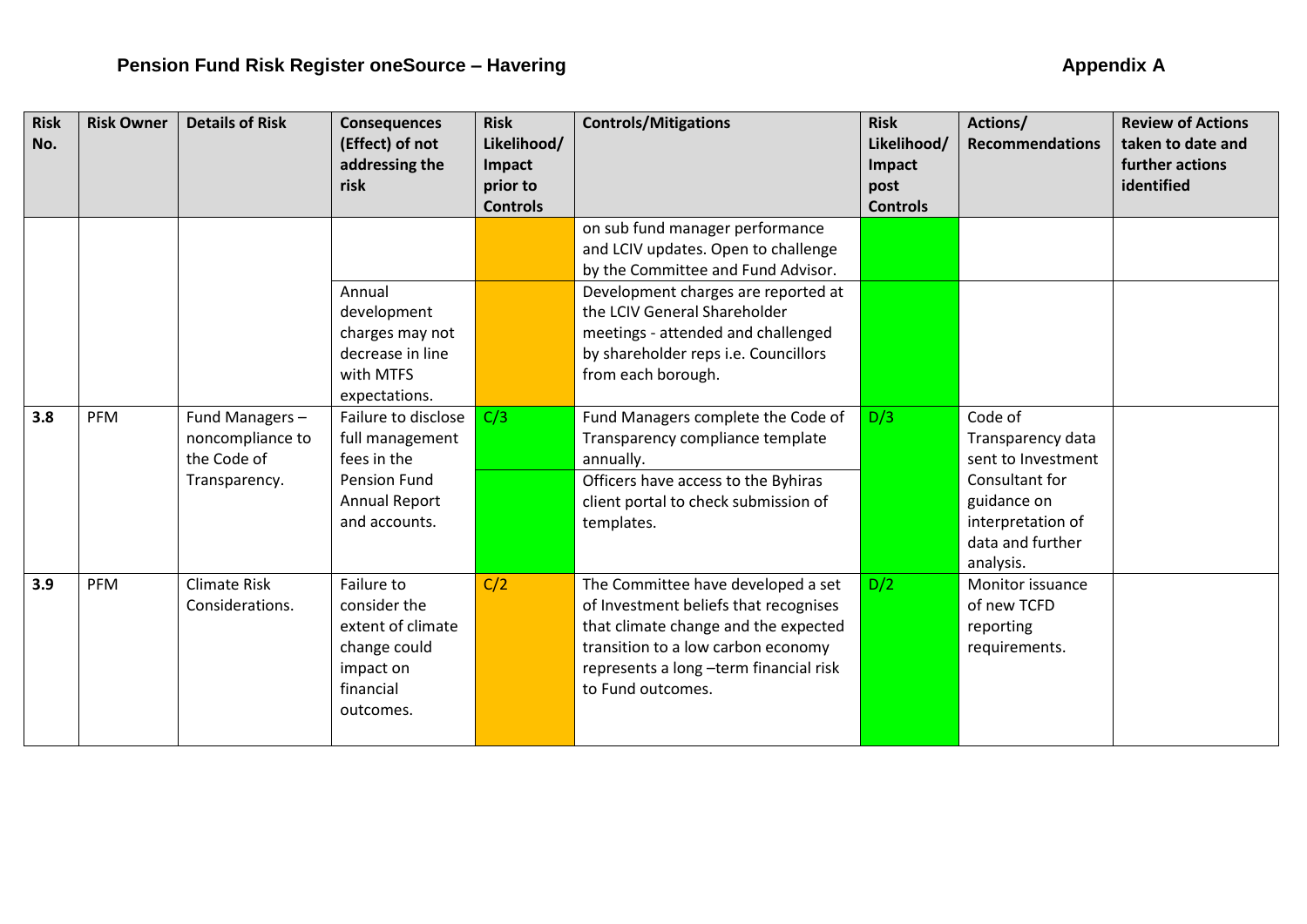## Pension Fund Risk Register oneSource – Havering

**Appendix A**

| Risk No. | Risk Owner | Details of Risk | Consequences (Effect) of not addressing the risk | Risk Likelihood/ Impact prior to Controls | Controls/Mitigations | Risk Likelihood/ Impact post Controls | Actions/ Recommendations | Review of Actions taken to date and further actions identified |
|---|---|---|---|---|---|---|---|---|
| | | | | | on sub fund manager performance and LCIV updates. Open to challenge by the Committee and Fund Advisor. | | | |
| | | | Annual development charges may not decrease in line with MTFS expectations. | | Development charges are reported at the LCIV General Shareholder meetings - attended and challenged by shareholder reps i.e. Councillors from each borough. | | | |
| **3.8** | PFM | Fund Managers – noncompliance to the Code of Transparency. | Failure to disclose full management fees in the Pension Fund Annual Report and accounts. | C/3 | Fund Managers complete the Code of Transparency compliance template annually. | D/3 | Code of Transparency data sent to Investment Consultant for guidance on interpretation of data and further analysis. | |
| | | | | | Officers have access to the Byhiras client portal to check submission of templates. | | | |
| **3.9** | PFM | Climate Risk Considerations. | Failure to consider the extent of climate change could impact on financial outcomes. | C/2 | The Committee have developed a set of Investment beliefs that recognises that climate change and the expected transition to a low carbon economy represents a long –term financial risk to Fund outcomes. | D/2 | Monitor issuance of new TCFD reporting requirements. | |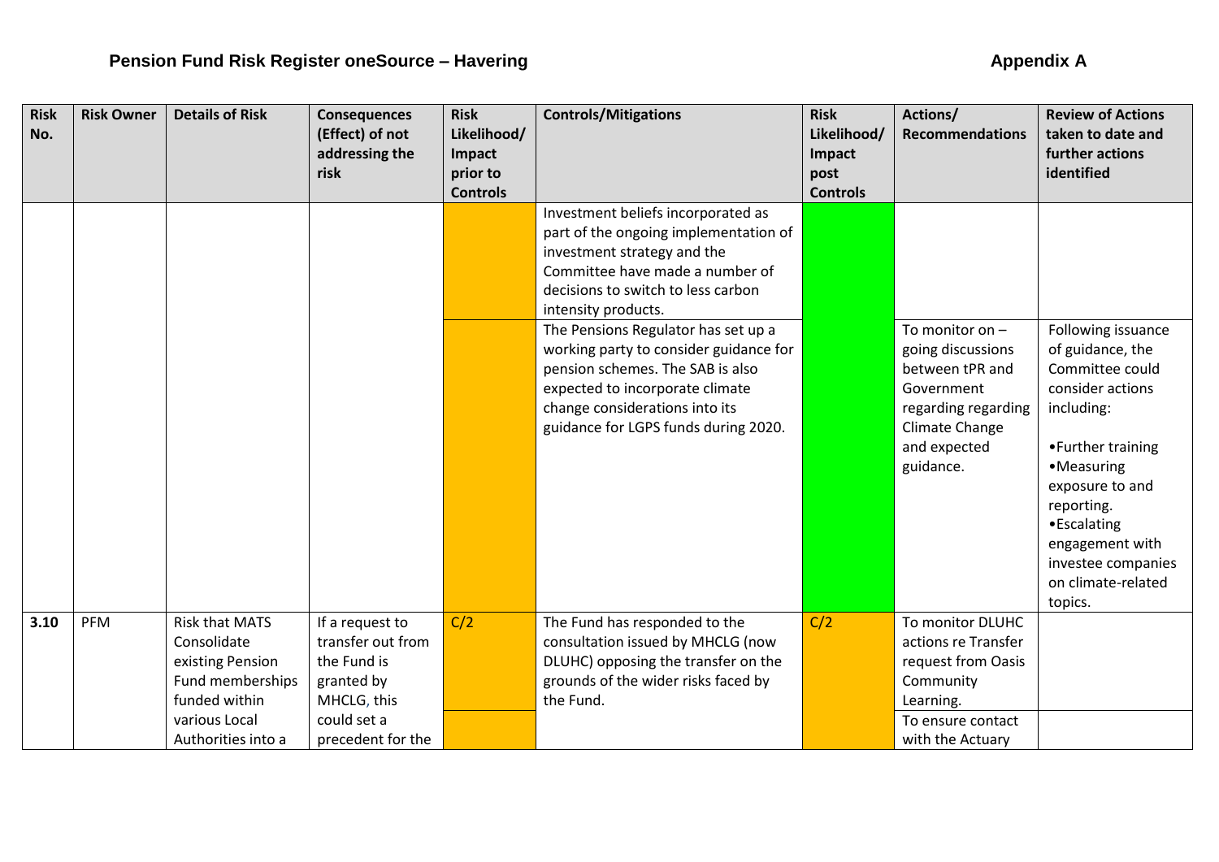# Pension Fund Risk Register oneSource – Havering

**Appendix A**

| Risk No. | Risk Owner | Details of Risk | Consequences (Effect) of not addressing the risk | Risk Likelihood/ Impact prior to Controls | Controls/Mitigations | Risk Likelihood/ Impact post Controls | Actions/ Recommendations | Review of Actions taken to date and further actions identified |
|---|---|---|---|---|---|---|---|---|
| | | | | | Investment beliefs incorporated as part of the ongoing implementation of investment strategy and the Committee have made a number of decisions to switch to less carbon intensity products. | | | |
| | | | | | The Pensions Regulator has set up a working party to consider guidance for pension schemes. The SAB is also expected to incorporate climate change considerations into its guidance for LGPS funds during 2020. | | To monitor on – going discussions between tPR and Government regarding regarding Climate Change and expected guidance. | Following issuance of guidance, the Committee could consider actions including:<br><br>•Further training<br>•Measuring exposure to and reporting.<br>•Escalating engagement with investee companies on climate-related topics. |
| **3.10** | PFM | Risk that MATS Consolidate existing Pension Fund memberships funded within various Local Authorities into a | If a request to transfer out from the Fund is granted by MHCLG, this could set a precedent for the | C/2 | The Fund has responded to the consultation issued by MHCLG (now DLUHC) opposing the transfer on the grounds of the wider risks faced by the Fund. | C/2 | To monitor DLUHC actions re Transfer request from Oasis Community Learning. | |
| | | | | | | | To ensure contact with the Actuary | |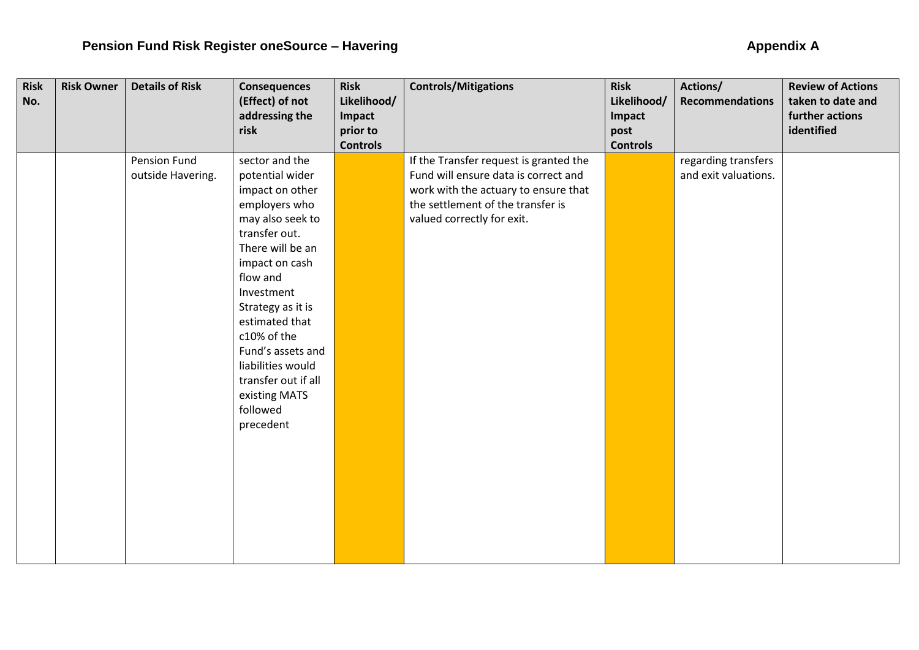## Pension Fund Risk Register oneSource – Havering

**Appendix A**

| Risk No. | Risk Owner | Details of Risk | Consequences (Effect) of not addressing the risk | Risk Likelihood/ Impact prior to Controls | Controls/Mitigations | Risk Likelihood/ Impact post Controls | Actions/ Recommendations | Review of Actions taken to date and further actions identified |
|---|---|---|---|---|---|---|---|---|
| | | Pension Fund outside Havering. | sector and the potential wider impact on other employers who may also seek to transfer out. There will be an impact on cash flow and Investment Strategy as it is estimated that c10% of the Fund's assets and liabilities would transfer out if all existing MATS followed precedent | | If the Transfer request is granted the Fund will ensure data is correct and work with the actuary to ensure that the settlement of the transfer is valued correctly for exit. | | regarding transfers and exit valuations. | |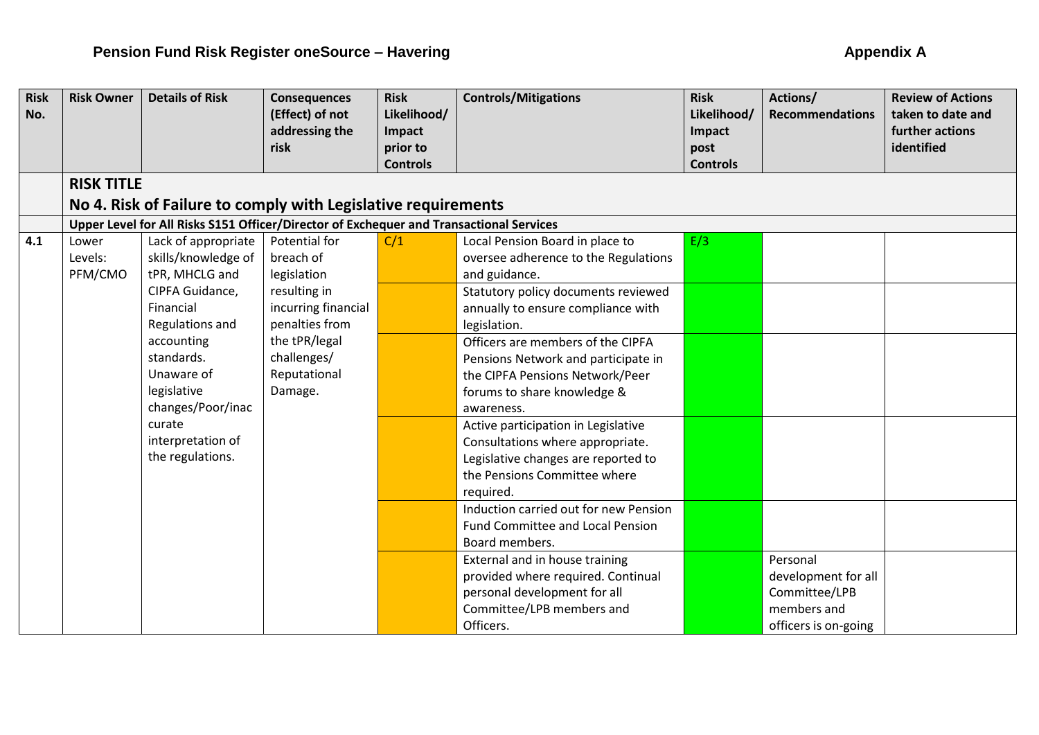## Pension Fund Risk Register oneSource – Havering

**Appendix A**

| Risk No. | Risk Owner | Details of Risk | Consequences (Effect) of not addressing the risk | Risk Likelihood/ Impact prior to Controls | Controls/Mitigations | Risk Likelihood/ Impact post Controls | Actions/ Recommendations | Review of Actions taken to date and further actions identified |
|---|---|---|---|---|---|---|---|---|
| | **RISK TITLE** | | | | | | | |
| | **No 4. Risk of Failure to comply with Legislative requirements** | | | | | | | |
| | **Upper Level for All Risks S151 Officer/Director of Exchequer and Transactional Services** | | | | | | | |
| **4.1** | Lower Levels: PFM/CMO | Lack of appropriate skills/knowledge of tPR, MHCLG and CIPFA Guidance, Financial Regulations and accounting standards. Unaware of legislative changes/Poor/inaccurate interpretation of the regulations. | Potential for breach of legislation resulting in incurring financial penalties from the tPR/legal challenges/ Reputational Damage. | C/1 | Local Pension Board in place to oversee adherence to the Regulations and guidance. | E/3 | | |
| | | | | | Statutory policy documents reviewed annually to ensure compliance with legislation. | | | |
| | | | | | Officers are members of the CIPFA Pensions Network and participate in the CIPFA Pensions Network/Peer forums to share knowledge & awareness. | | | |
| | | | | | Active participation in Legislative Consultations where appropriate. Legislative changes are reported to the Pensions Committee where required. | | | |
| | | | | | Induction carried out for new Pension Fund Committee and Local Pension Board members. | | | |
| | | | | | External and in house training provided where required. Continual personal development for all Committee/LPB members and Officers. | | Personal development for all Committee/LPB members and officers is on-going | |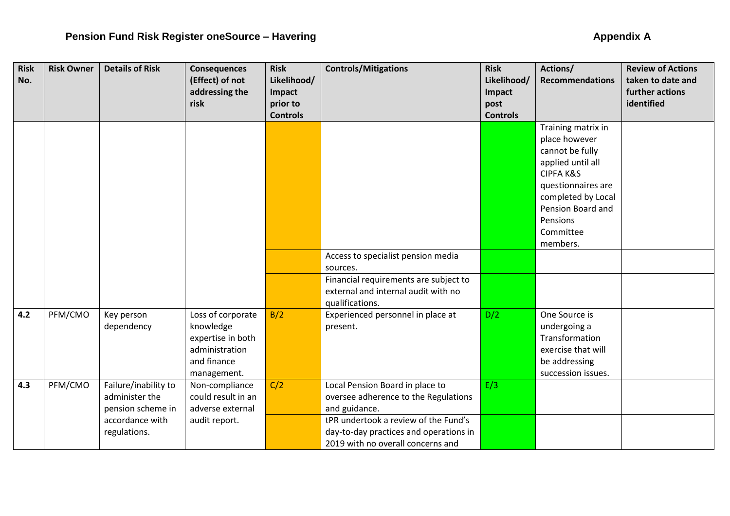# Pension Fund Risk Register oneSource – Havering

**Appendix A**

| Risk No. | Risk Owner | Details of Risk | Consequences (Effect) of not addressing the risk | Risk Likelihood/ Impact prior to Controls | Controls/Mitigations | Risk Likelihood/ Impact post Controls | Actions/ Recommendations | Review of Actions taken to date and further actions identified |
|---|---|---|---|---|---|---|---|---|
| | | | | | | | Training matrix in place however cannot be fully applied until all CIPFA K&S questionnaires are completed by Local Pension Board and Pensions Committee members. | |
| | | | | | Access to specialist pension media sources. | | | |
| | | | | | Financial requirements are subject to external and internal audit with no qualifications. | | | |
| **4.2** | PFM/CMO | Key person dependency | Loss of corporate knowledge expertise in both administration and finance management. | B/2 | Experienced personnel in place at present. | D/2 | One Source is undergoing a Transformation exercise that will be addressing succession issues. | |
| **4.3** | PFM/CMO | Failure/inability to administer the pension scheme in accordance with regulations. | Non-compliance could result in an adverse external audit report. | C/2 | Local Pension Board in place to oversee adherence to the Regulations and guidance. | E/3 | | |
| | | | | | tPR undertook a review of the Fund's day-to-day practices and operations in 2019 with no overall concerns and | | | |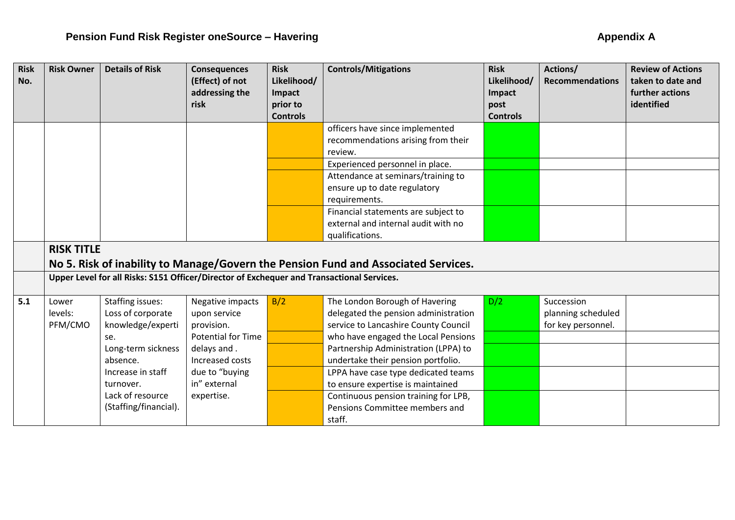# Pension Fund Risk Register oneSource – Havering

Appendix A

| Risk No. | Risk Owner | Details of Risk | Consequences (Effect) of not addressing the risk | Risk Likelihood/ Impact prior to Controls | Controls/Mitigations | Risk Likelihood/ Impact post Controls | Actions/ Recommendations | Review of Actions taken to date and further actions identified |
|---|---|---|---|---|---|---|---|---|
| | | | | | officers have since implemented recommendations arising from their review. | | | |
| | | | | | Experienced personnel in place. | | | |
| | | | | | Attendance at seminars/training to ensure up to date regulatory requirements. | | | |
| | | | | | Financial statements are subject to external and internal audit with no qualifications. | | | |
| | **RISK TITLE** **No 5. Risk of inability to Manage/Govern the Pension Fund and Associated Services.** | | | | | | | |
| | **Upper Level for all Risks: S151 Officer/Director of Exchequer and Transactional Services.** | | | | | | | |
| 5.1 | Lower levels: PFM/CMO | Staffing issues: Loss of corporate knowledge/expertise. Long-term sickness absence. Increase in staff turnover. Lack of resource (Staffing/financial). | Negative impacts upon service provision. Potential for Time delays and . Increased costs due to "buying in" external expertise. | B/2 | The London Borough of Havering delegated the pension administration service to Lancashire County Council who have engaged the Local Pensions Partnership Administration (LPPA) to undertake their pension portfolio. | D/2 | Succession planning scheduled for key personnel. | |
| | | | | | LPPA have case type dedicated teams to ensure expertise is maintained | | | |
| | | | | | Continuous pension training for LPB, Pensions Committee members and staff. | | | |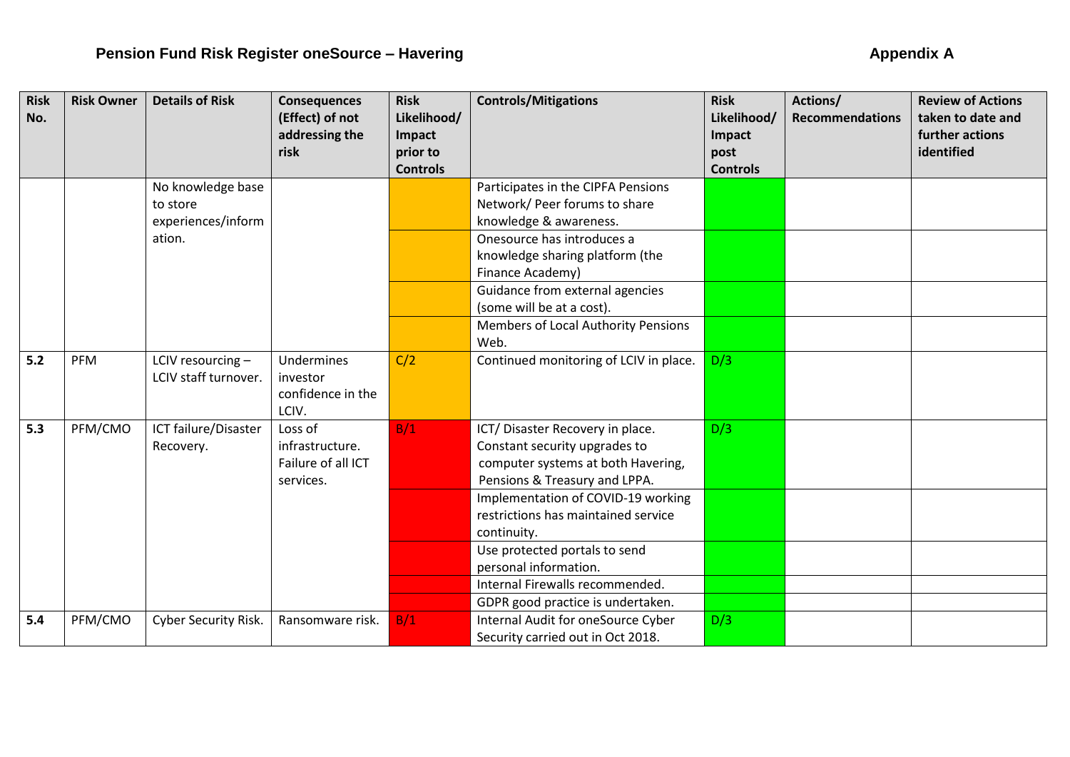# Pension Fund Risk Register oneSource – Havering

**Appendix A**

| Risk No. | Risk Owner | Details of Risk | Consequences (Effect) of not addressing the risk | Risk Likelihood/ Impact prior to Controls | Controls/Mitigations | Risk Likelihood/ Impact post Controls | Actions/ Recommendations | Review of Actions taken to date and further actions identified |
|---|---|---|---|---|---|---|---|---|
| | | No knowledge base to store experiences/information. | | | Participates in the CIPFA Pensions Network/ Peer forums to share knowledge & awareness. | | | |
| | | | | | Onesource has introduces a knowledge sharing platform (the Finance Academy) | | | |
| | | | | | Guidance from external agencies (some will be at a cost). | | | |
| | | | | | Members of Local Authority Pensions Web. | | | |
| **5.2** | PFM | LCIV resourcing – LCIV staff turnover. | Undermines investor confidence in the LCIV. | C/2 | Continued monitoring of LCIV in place. | D/3 | | |
| **5.3** | PFM/CMO | ICT failure/Disaster Recovery. | Loss of infrastructure. Failure of all ICT services. | B/1 | ICT/ Disaster Recovery in place. Constant security upgrades to computer systems at both Havering, Pensions & Treasury and LPPA. | D/3 | | |
| | | | | | Implementation of COVID-19 working restrictions has maintained service continuity. | | | |
| | | | | | Use protected portals to send personal information. | | | |
| | | | | | Internal Firewalls recommended. | | | |
| | | | | | GDPR good practice is undertaken. | | | |
| **5.4** | PFM/CMO | Cyber Security Risk. | Ransomware risk. | B/1 | Internal Audit for oneSource Cyber Security carried out in Oct 2018. | D/3 | | |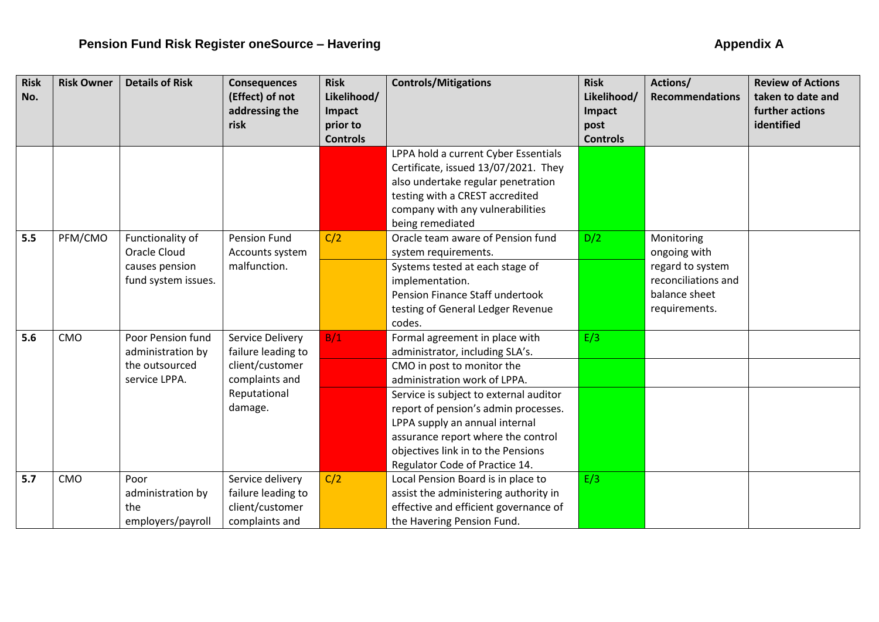## Pension Fund Risk Register oneSource – Havering

**Appendix A**

| Risk No. | Risk Owner | Details of Risk | Consequences (Effect) of not addressing the risk | Risk Likelihood/ Impact prior to Controls | Controls/Mitigations | Risk Likelihood/ Impact post Controls | Actions/ Recommendations | Review of Actions taken to date and further actions identified |
|---|---|---|---|---|---|---|---|---|
| | | | | | LPPA hold a current Cyber Essentials Certificate, issued 13/07/2021. They also undertake regular penetration testing with a CREST accredited company with any vulnerabilities being remediated | | | |
| 5.5 | PFM/CMO | Functionality of Oracle Cloud causes pension fund system issues. | Pension Fund Accounts system malfunction. | C/2 | Oracle team aware of Pension fund system requirements. | D/2 | Monitoring ongoing with regard to system reconciliations and balance sheet requirements. | |
| | | | | | Systems tested at each stage of implementation. Pension Finance Staff undertook testing of General Ledger Revenue codes. | | | |
| 5.6 | CMO | Poor Pension fund administration by the outsourced service LPPA. | Service Delivery failure leading to client/customer complaints and Reputational damage. | B/1 | Formal agreement in place with administrator, including SLA's. | E/3 | | |
| | | | | | CMO in post to monitor the administration work of LPPA. | | | |
| | | | | | Service is subject to external auditor report of pension's admin processes. LPPA supply an annual internal assurance report where the control objectives link in to the Pensions Regulator Code of Practice 14. | | | |
| 5.7 | CMO | Poor administration by the employers/payroll | Service delivery failure leading to client/customer complaints and | C/2 | Local Pension Board is in place to assist the administering authority in effective and efficient governance of the Havering Pension Fund. | E/3 | | |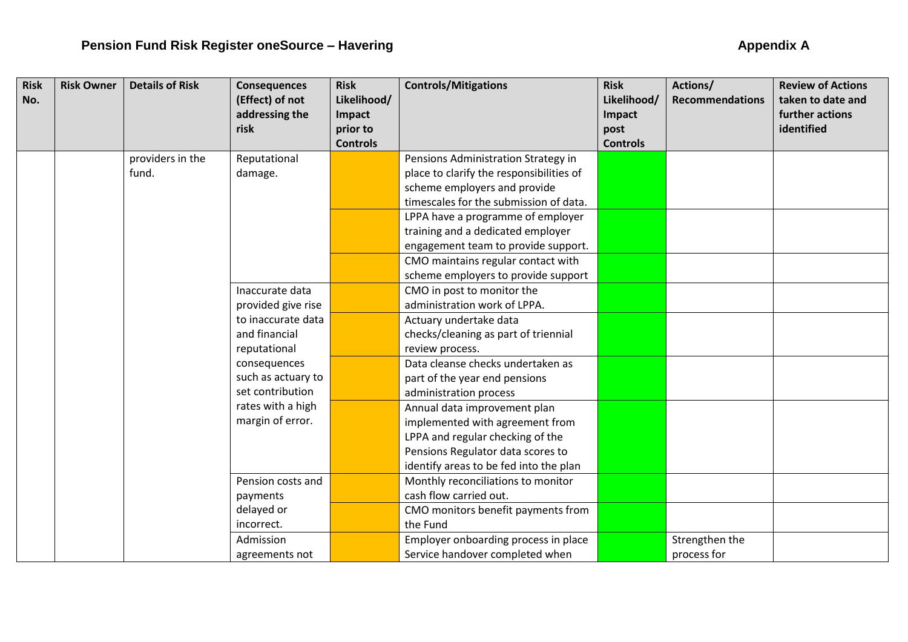**Pension Fund Risk Register oneSource – Havering** **Appendix A**

| Risk No. | Risk Owner | Details of Risk | Consequences (Effect) of not addressing the risk | Risk Likelihood/ Impact prior to Controls | Controls/Mitigations | Risk Likelihood/ Impact post Controls | Actions/ Recommendations | Review of Actions taken to date and further actions identified |
|---|---|---|---|---|---|---|---|---|
| | | providers in the fund. | Reputational damage. | | Pensions Administration Strategy in place to clarify the responsibilities of scheme employers and provide timescales for the submission of data. | | | |
| | | | | | LPPA have a programme of employer training and a dedicated employer engagement team to provide support. | | | |
| | | | | | CMO maintains regular contact with scheme employers to provide support | | | |
| | | | Inaccurate data provided give rise to inaccurate data and financial reputational consequences such as actuary to set contribution rates with a high margin of error. | | CMO in post to monitor the administration work of LPPA. | | | |
| | | | | | Actuary undertake data checks/cleaning as part of triennial review process. | | | |
| | | | | | Data cleanse checks undertaken as part of the year end pensions administration process | | | |
| | | | | | Annual data improvement plan implemented with agreement from LPPA and regular checking of the Pensions Regulator data scores to identify areas to be fed into the plan | | | |
| | | | Pension costs and payments delayed or incorrect. | | Monthly reconciliations to monitor cash flow carried out. | | | |
| | | | | | CMO monitors benefit payments from the Fund | | | |
| | | | Admission agreements not | | Employer onboarding process in place Service handover completed when | | Strengthen the process for | |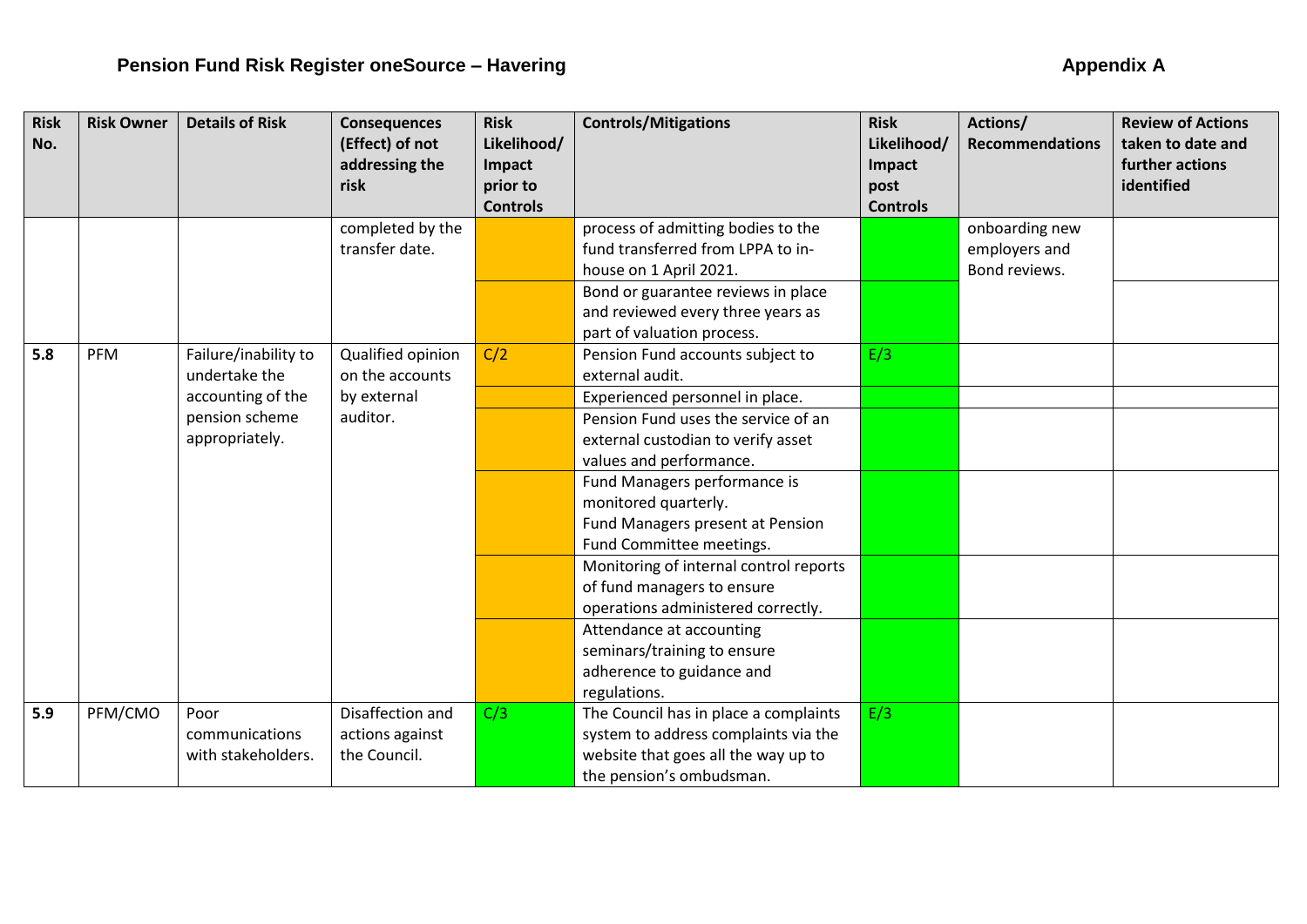**Pension Fund Risk Register oneSource – Havering** **Appendix A**

| Risk No. | Risk Owner | Details of Risk | Consequences (Effect) of not addressing the risk | Risk Likelihood/ Impact prior to Controls | Controls/Mitigations | Risk Likelihood/ Impact post Controls | Actions/ Recommendations | Review of Actions taken to date and further actions identified |
|---|---|---|---|---|---|---|---|---|
| | | | completed by the transfer date. | | process of admitting bodies to the fund transferred from LPPA to in-house on 1 April 2021. | | onboarding new employers and Bond reviews. | |
| | | | | | Bond or guarantee reviews in place and reviewed every three years as part of valuation process. | | | |
| 5.8 | PFM | Failure/inability to undertake the accounting of the pension scheme appropriately. | Qualified opinion on the accounts by external auditor. | C/2 | Pension Fund accounts subject to external audit. | E/3 | | |
| | | | | | Experienced personnel in place. | | | |
| | | | | | Pension Fund uses the service of an external custodian to verify asset values and performance. | | | |
| | | | | | Fund Managers performance is monitored quarterly. Fund Managers present at Pension Fund Committee meetings. | | | |
| | | | | | Monitoring of internal control reports of fund managers to ensure operations administered correctly. | | | |
| | | | | | Attendance at accounting seminars/training to ensure adherence to guidance and regulations. | | | |
| 5.9 | PFM/CMO | Poor communications with stakeholders. | Disaffection and actions against the Council. | C/3 | The Council has in place a complaints system to address complaints via the website that goes all the way up to the pension's ombudsman. | E/3 | | |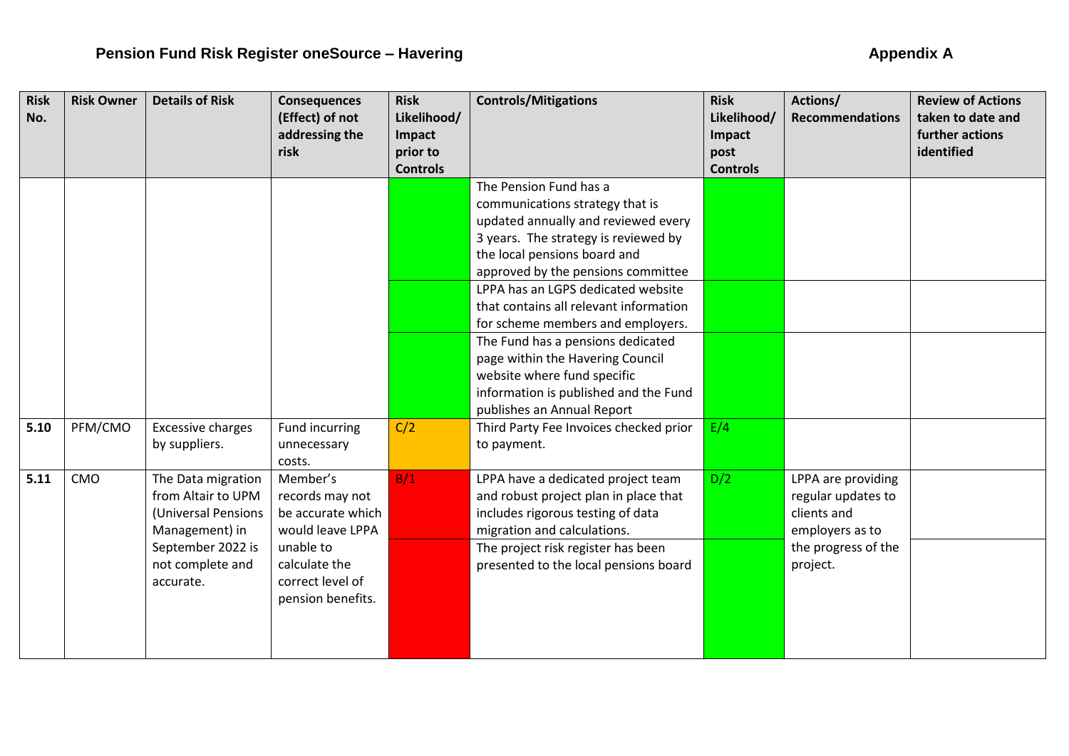## Pension Fund Risk Register oneSource – Havering

## Appendix A

| Risk No. | Risk Owner | Details of Risk | Consequences (Effect) of not addressing the risk | Risk Likelihood/ Impact prior to Controls | Controls/Mitigations | Risk Likelihood/ Impact post Controls | Actions/ Recommendations | Review of Actions taken to date and further actions identified |
|---|---|---|---|---|---|---|---|---|
| | | | | | The Pension Fund has a communications strategy that is updated annually and reviewed every 3 years. The strategy is reviewed by the local pensions board and approved by the pensions committee | | | |
| | | | | | LPPA has an LGPS dedicated website that contains all relevant information for scheme members and employers. | | | |
| | | | | | The Fund has a pensions dedicated page within the Havering Council website where fund specific information is published and the Fund publishes an Annual Report | | | |
| 5.10 | PFM/CMO | Excessive charges by suppliers. | Fund incurring unnecessary costs. | C/2 | Third Party Fee Invoices checked prior to payment. | E/4 | | |
| 5.11 | CMO | The Data migration from Altair to UPM (Universal Pensions Management) in September 2022 is not complete and accurate. | Member's records may not be accurate which would leave LPPA unable to calculate the correct level of pension benefits. | B/1 | LPPA have a dedicated project team and robust project plan in place that includes rigorous testing of data migration and calculations. | D/2 | LPPA are providing regular updates to clients and employers as to the progress of the project. | |
| | | | | | The project risk register has been presented to the local pensions board | | | |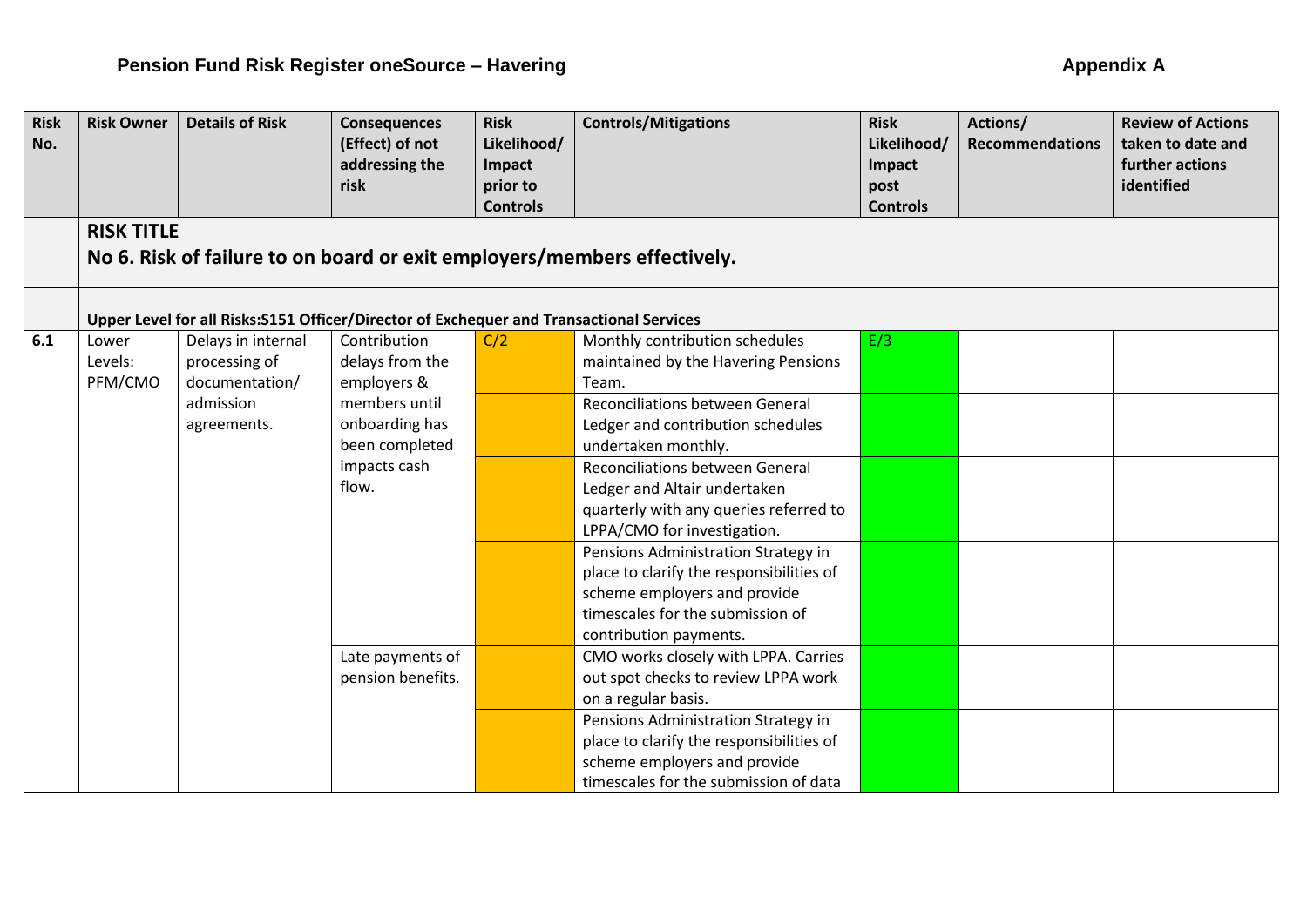**Pension Fund Risk Register oneSource – Havering** **Appendix A**

| Risk No. | Risk Owner | Details of Risk | Consequences (Effect) of not addressing the risk | Risk Likelihood/ Impact prior to Controls | Controls/Mitigations | Risk Likelihood/ Impact post Controls | Actions/ Recommendations | Review of Actions taken to date and further actions identified |
|---|---|---|---|---|---|---|---|---|
| | **RISK TITLE**<br>**No 6. Risk of failure to on board or exit employers/members effectively.** | | | | | | | |
| | **Upper Level for all Risks:S151 Officer/Director of Exchequer and Transactional Services** | | | | | | | |
| **6.1** | Lower Levels: PFM/CMO | Delays in internal processing of documentation/ admission agreements. | Contribution delays from the employers & members until onboarding has been completed impacts cash flow. | C/2 | Monthly contribution schedules maintained by the Havering Pensions Team. | E/3 | | |
| | | | | | Reconciliations between General Ledger and contribution schedules undertaken monthly. | | | |
| | | | | | Reconciliations between General Ledger and Altair undertaken quarterly with any queries referred to LPPA/CMO for investigation. | | | |
| | | | | | Pensions Administration Strategy in place to clarify the responsibilities of scheme employers and provide timescales for the submission of contribution payments. | | | |
| | | | Late payments of pension benefits. | | CMO works closely with LPPA. Carries out spot checks to review LPPA work on a regular basis. | | | |
| | | | | | Pensions Administration Strategy in place to clarify the responsibilities of scheme employers and provide timescales for the submission of data | | | |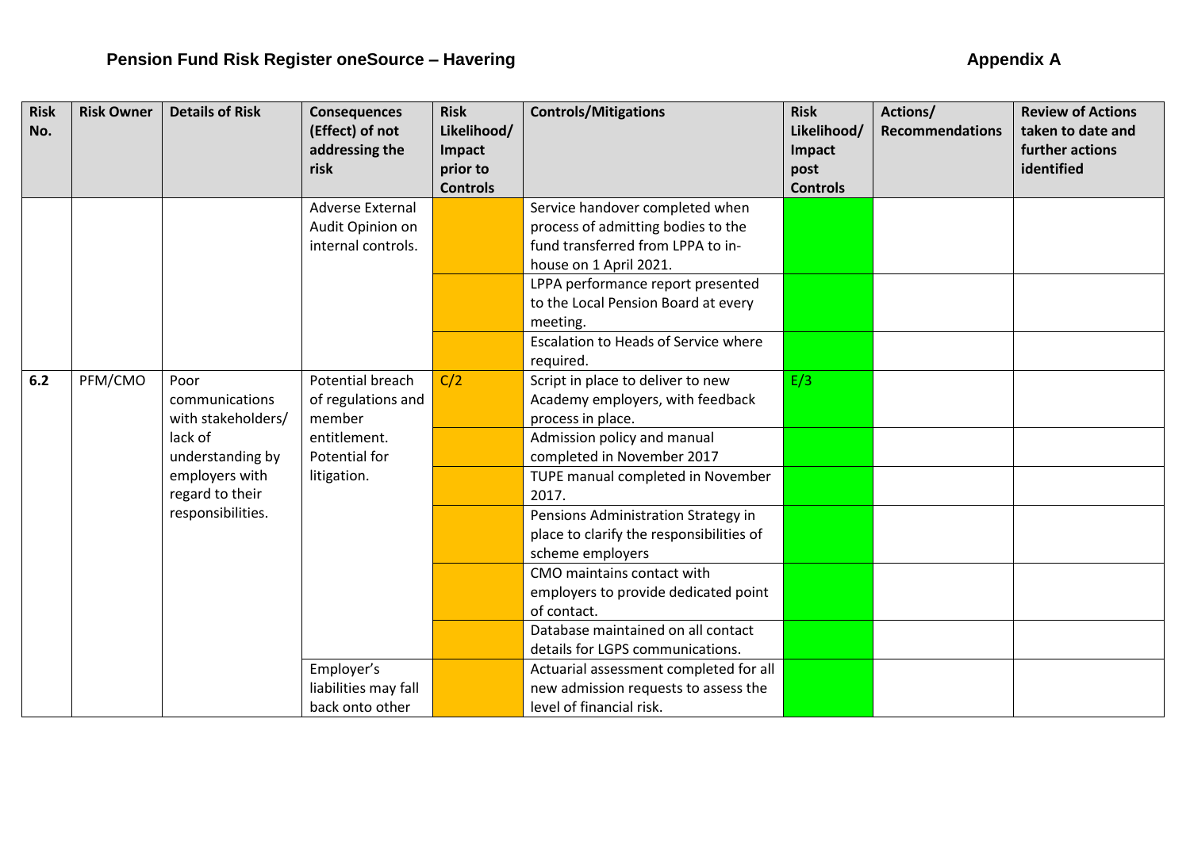**Pension Fund Risk Register oneSource – Havering** **Appendix A**

| Risk No. | Risk Owner | Details of Risk | Consequences (Effect) of not addressing the risk | Risk Likelihood/ Impact prior to Controls | Controls/Mitigations | Risk Likelihood/ Impact post Controls | Actions/ Recommendations | Review of Actions taken to date and further actions identified |
|---|---|---|---|---|---|---|---|---|
| | | | Adverse External Audit Opinion on internal controls. | | Service handover completed when process of admitting bodies to the fund transferred from LPPA to in-house on 1 April 2021. | | | |
| | | | | | LPPA performance report presented to the Local Pension Board at every meeting. | | | |
| | | | | | Escalation to Heads of Service where required. | | | |
| **6.2** | PFM/CMO | Poor communications with stakeholders/ lack of understanding by employers with regard to their responsibilities. | Potential breach of regulations and member entitlement. Potential for litigation. | C/2 | Script in place to deliver to new Academy employers, with feedback process in place. | E/3 | | |
| | | | | | Admission policy and manual completed in November 2017 | | | |
| | | | | | TUPE manual completed in November 2017. | | | |
| | | | | | Pensions Administration Strategy in place to clarify the responsibilities of scheme employers | | | |
| | | | | | CMO maintains contact with employers to provide dedicated point of contact. | | | |
| | | | | | Database maintained on all contact details for LGPS communications. | | | |
| | | | Employer's liabilities may fall back onto other | | Actuarial assessment completed for all new admission requests to assess the level of financial risk. | | | |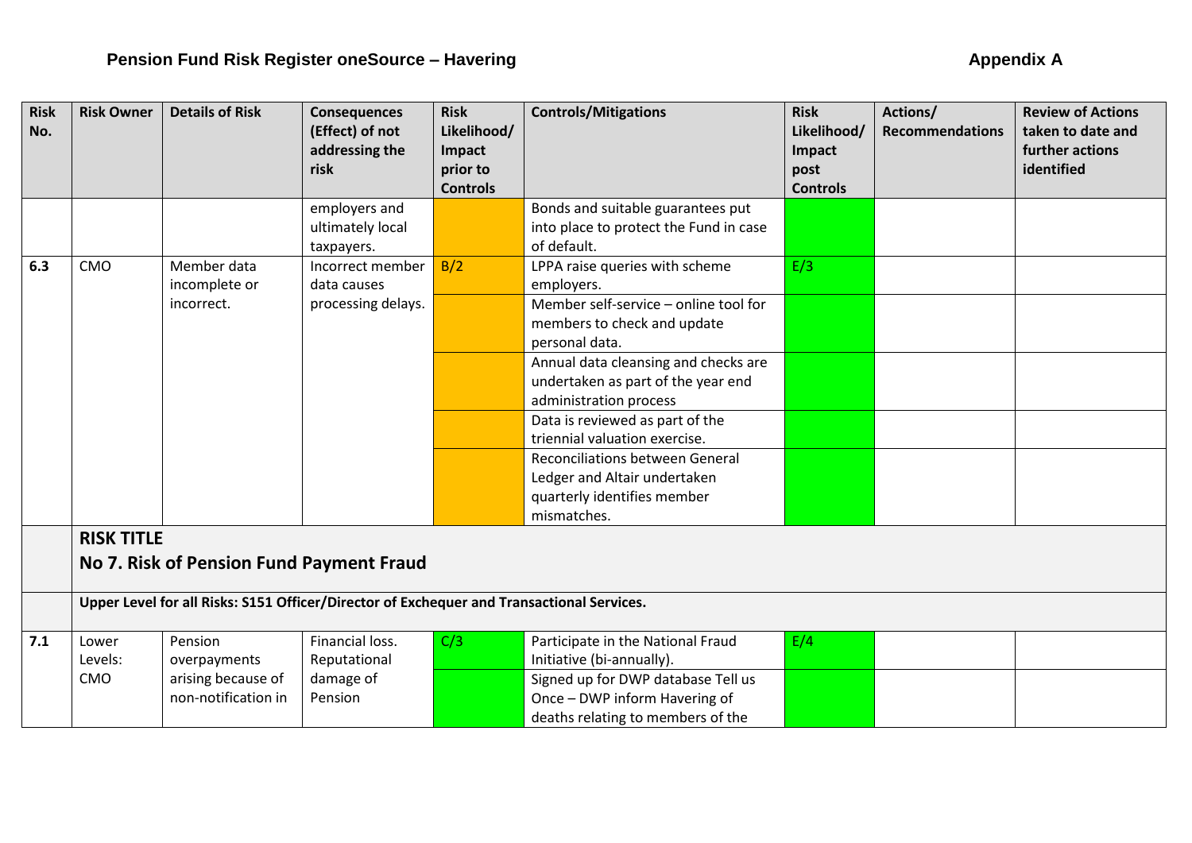# Pension Fund Risk Register oneSource – Havering

**Appendix A**

| Risk No. | Risk Owner | Details of Risk | Consequences (Effect) of not addressing the risk | Risk Likelihood/ Impact prior to Controls | Controls/Mitigations | Risk Likelihood/ Impact post Controls | Actions/ Recommendations | Review of Actions taken to date and further actions identified |
|---|---|---|---|---|---|---|---|---|
| | | | employers and ultimately local taxpayers. | | Bonds and suitable guarantees put into place to protect the Fund in case of default. | | | |
| 6.3 | CMO | Member data incomplete or incorrect. | Incorrect member data causes processing delays. | B/2 | LPPA raise queries with scheme employers. | E/3 | | |
| | | | | | Member self-service – online tool for members to check and update personal data. | | | |
| | | | | | Annual data cleansing and checks are undertaken as part of the year end administration process | | | |
| | | | | | Data is reviewed as part of the triennial valuation exercise. | | | |
| | | | | | Reconciliations between General Ledger and Altair undertaken quarterly identifies member mismatches. | | | |
| | **RISK TITLE No 7. Risk of Pension Fund Payment Fraud** | | | | | | | |
| | **Upper Level for all Risks: S151 Officer/Director of Exchequer and Transactional Services.** | | | | | | | |
| 7.1 | Lower Levels: CMO | Pension overpayments arising because of non-notification in | Financial loss. Reputational damage of Pension | C/3 | Participate in the National Fraud Initiative (bi-annually). | E/4 | | |
| | | | | | Signed up for DWP database Tell us Once – DWP inform Havering of deaths relating to members of the | | | |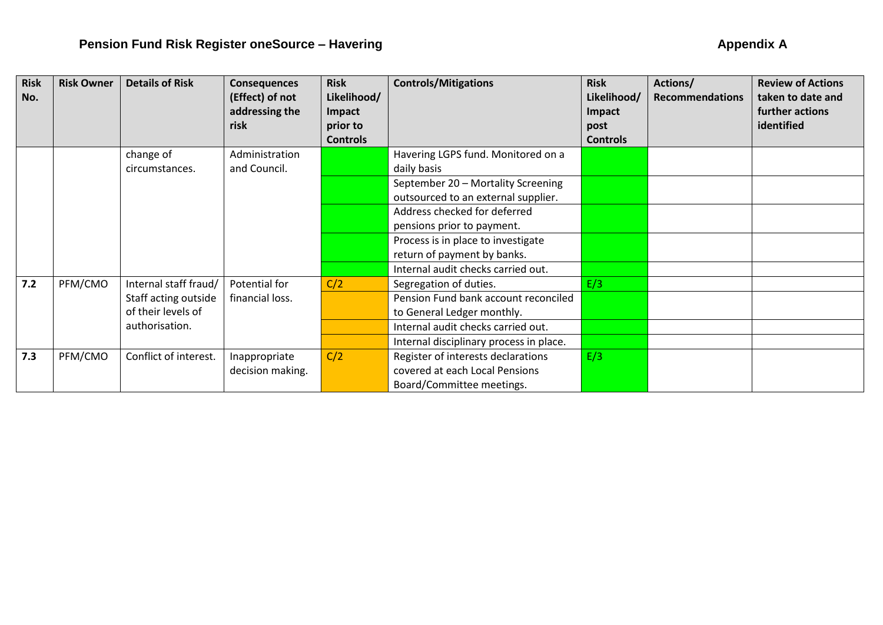## Pension Fund Risk Register oneSource – Havering

**Appendix A**

| Risk No. | Risk Owner | Details of Risk | Consequences (Effect) of not addressing the risk | Risk Likelihood/ Impact prior to Controls | Controls/Mitigations | Risk Likelihood/ Impact post Controls | Actions/ Recommendations | Review of Actions taken to date and further actions identified |
|---|---|---|---|---|---|---|---|---|
| | | change of circumstances. | Administration and Council. | | Havering LGPS fund. Monitored on a daily basis | | | |
| | | | | | September 20 – Mortality Screening outsourced to an external supplier. | | | |
| | | | | | Address checked for deferred pensions prior to payment. | | | |
| | | | | | Process is in place to investigate return of payment by banks. | | | |
| | | | | | Internal audit checks carried out. | | | |
| **7.2** | PFM/CMO | Internal staff fraud/ Staff acting outside of their levels of authorisation. | Potential for financial loss. | C/2 | Segregation of duties. | E/3 | | |
| | | | | | Pension Fund bank account reconciled to General Ledger monthly. | | | |
| | | | | | Internal audit checks carried out. | | | |
| | | | | | Internal disciplinary process in place. | | | |
| **7.3** | PFM/CMO | Conflict of interest. | Inappropriate decision making. | C/2 | Register of interests declarations covered at each Local Pensions Board/Committee meetings. | E/3 | | |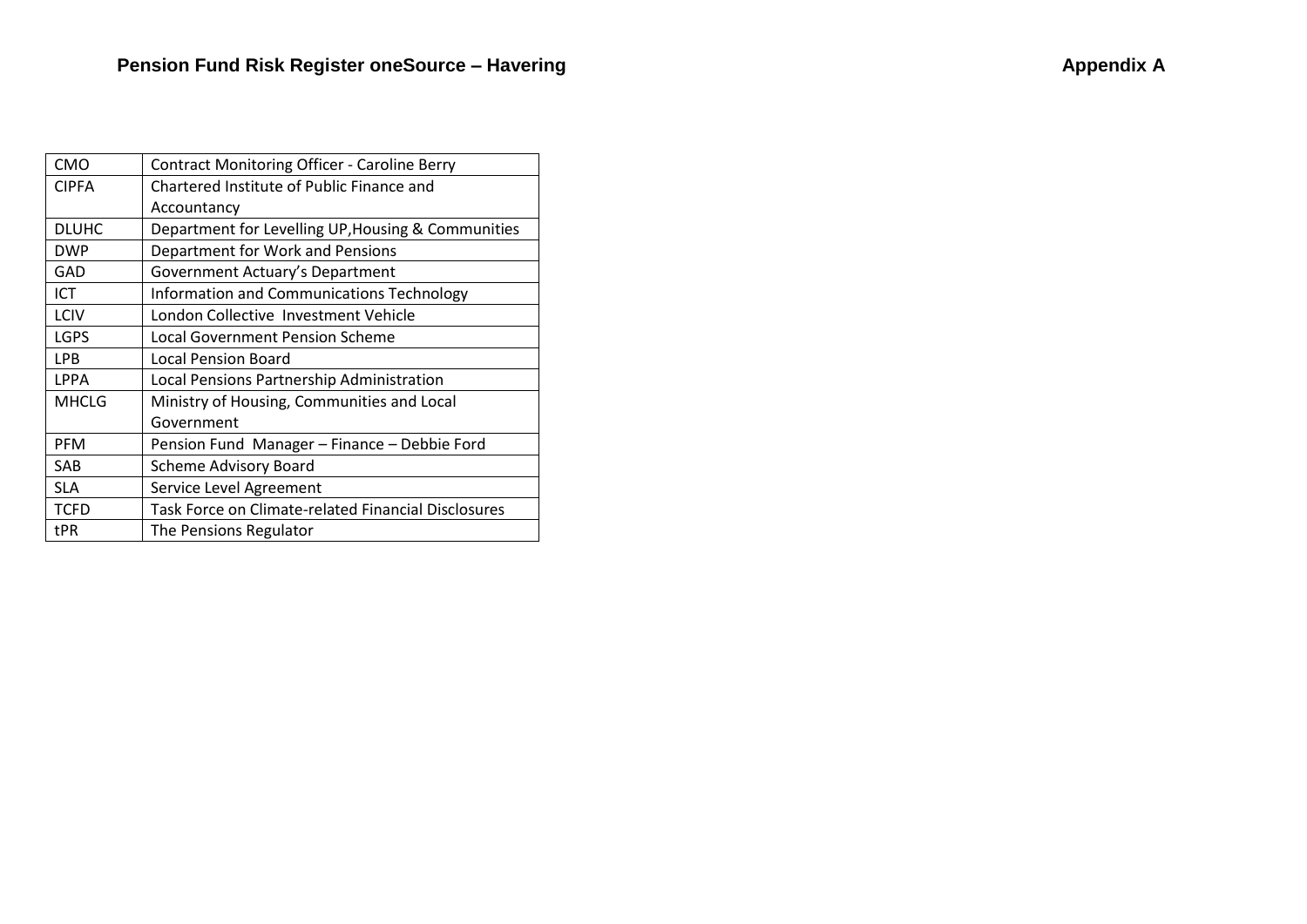| | |
|---|---|
| CMO | Contract Monitoring Officer - Caroline Berry |
| CIPFA | Chartered Institute of Public Finance and Accountancy |
| DLUHC | Department for Levelling UP,Housing & Communities |
| DWP | Department for Work and Pensions |
| GAD | Government Actuary's Department |
| ICT | Information and Communications Technology |
| LCIV | London Collective Investment Vehicle |
| LGPS | Local Government Pension Scheme |
| LPB | Local Pension Board |
| LPPA | Local Pensions Partnership Administration |
| MHCLG | Ministry of Housing, Communities and Local Government |
| PFM | Pension Fund Manager – Finance – Debbie Ford |
| SAB | Scheme Advisory Board |
| SLA | Service Level Agreement |
| TCFD | Task Force on Climate-related Financial Disclosures |
| tPR | The Pensions Regulator |